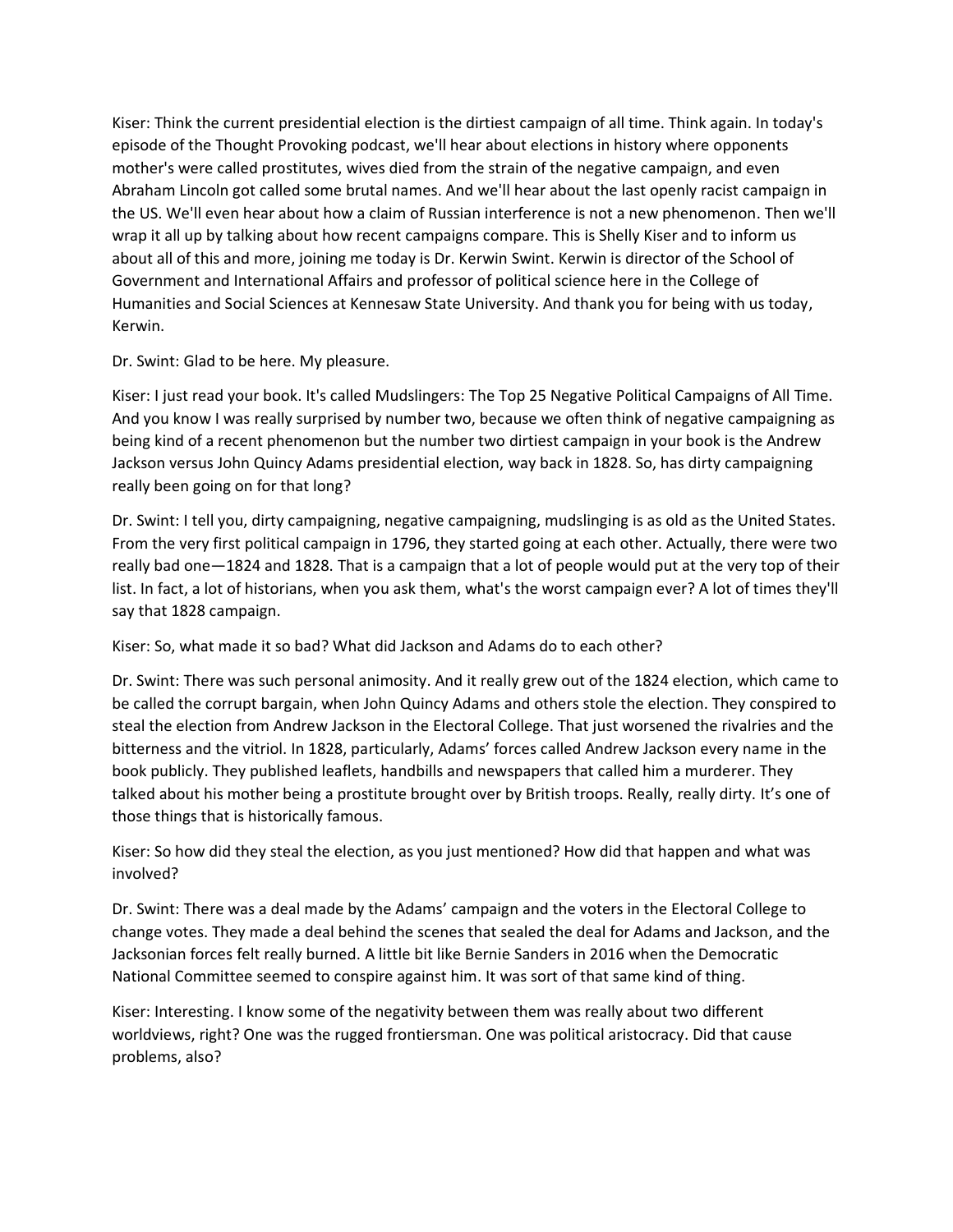Kiser: Think the current presidential election is the dirtiest campaign of all time. Think again. In today's episode of the Thought Provoking podcast, we'll hear about elections in history where opponents mother's were called prostitutes, wives died from the strain of the negative campaign, and even Abraham Lincoln got called some brutal names. And we'll hear about the last openly racist campaign in the US. We'll even hear about how a claim of Russian interference is not a new phenomenon. Then we'll wrap it all up by talking about how recent campaigns compare. This is Shelly Kiser and to inform us about all of this and more, joining me today is Dr. Kerwin Swint. Kerwin is director of the School of Government and International Affairs and professor of political science here in the College of Humanities and Social Sciences at Kennesaw State University. And thank you for being with us today, Kerwin.

Dr. Swint: Glad to be here. My pleasure.

Kiser: I just read your book. It's called Mudslingers: The Top 25 Negative Political Campaigns of All Time. And you know I was really surprised by number two, because we often think of negative campaigning as being kind of a recent phenomenon but the number two dirtiest campaign in your book is the Andrew Jackson versus John Quincy Adams presidential election, way back in 1828. So, has dirty campaigning really been going on for that long?

Dr. Swint: I tell you, dirty campaigning, negative campaigning, mudslinging is as old as the United States. From the very first political campaign in 1796, they started going at each other. Actually, there were two really bad one—1824 and 1828. That is a campaign that a lot of people would put at the very top of their list. In fact, a lot of historians, when you ask them, what's the worst campaign ever? A lot of times they'll say that 1828 campaign.

Kiser: So, what made it so bad? What did Jackson and Adams do to each other?

Dr. Swint: There was such personal animosity. And it really grew out of the 1824 election, which came to be called the corrupt bargain, when John Quincy Adams and others stole the election. They conspired to steal the election from Andrew Jackson in the Electoral College. That just worsened the rivalries and the bitterness and the vitriol. In 1828, particularly, Adams' forces called Andrew Jackson every name in the book publicly. They published leaflets, handbills and newspapers that called him a murderer. They talked about his mother being a prostitute brought over by British troops. Really, really dirty. It's one of those things that is historically famous.

Kiser: So how did they steal the election, as you just mentioned? How did that happen and what was involved?

Dr. Swint: There was a deal made by the Adams' campaign and the voters in the Electoral College to change votes. They made a deal behind the scenes that sealed the deal for Adams and Jackson, and the Jacksonian forces felt really burned. A little bit like Bernie Sanders in 2016 when the Democratic National Committee seemed to conspire against him. It was sort of that same kind of thing.

Kiser: Interesting. I know some of the negativity between them was really about two different worldviews, right? One was the rugged frontiersman. One was political aristocracy. Did that cause problems, also?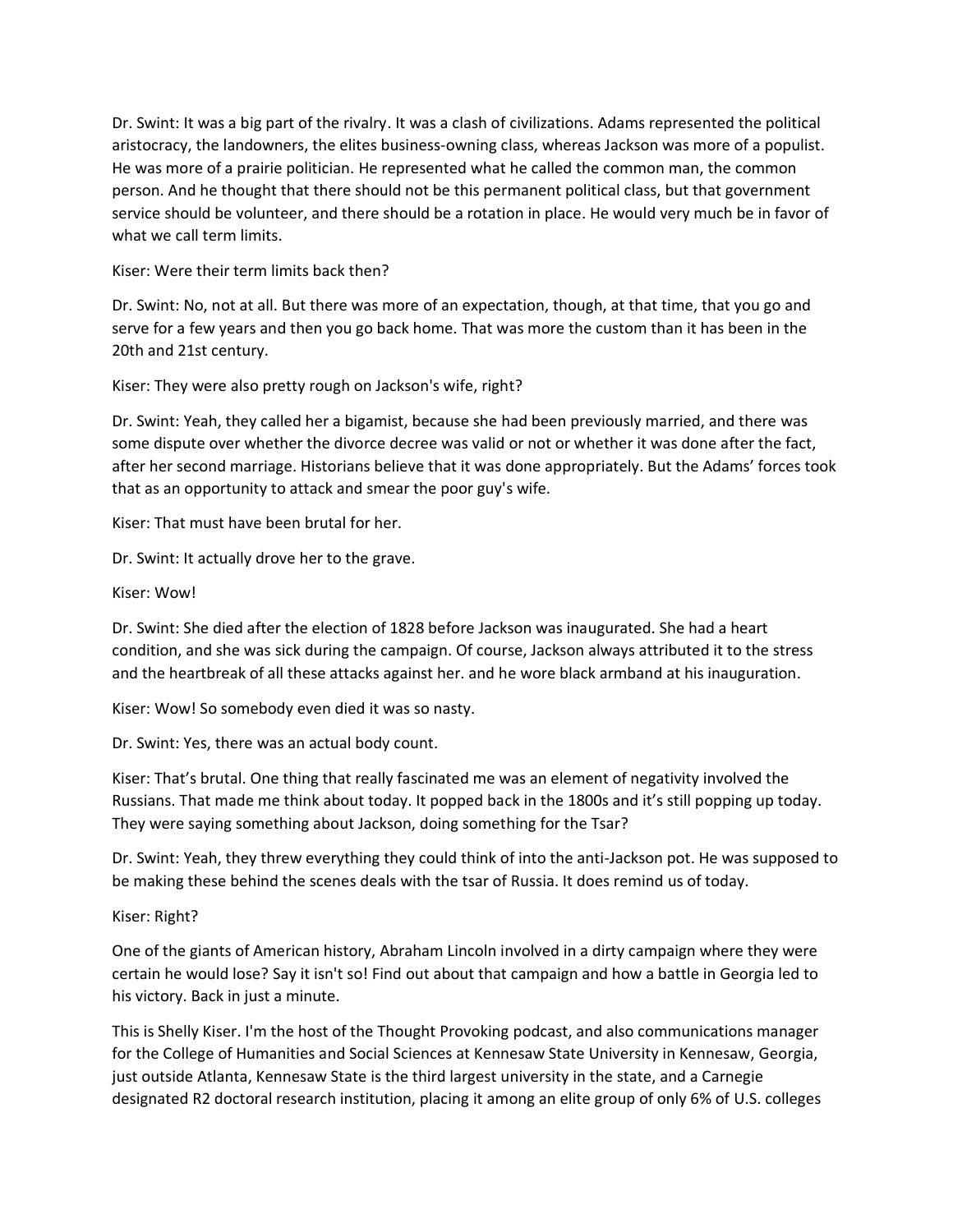Dr. Swint: It was a big part of the rivalry. It was a clash of civilizations. Adams represented the political aristocracy, the landowners, the elites business-owning class, whereas Jackson was more of a populist. He was more of a prairie politician. He represented what he called the common man, the common person. And he thought that there should not be this permanent political class, but that government service should be volunteer, and there should be a rotation in place. He would very much be in favor of what we call term limits.

Kiser: Were their term limits back then?

Dr. Swint: No, not at all. But there was more of an expectation, though, at that time, that you go and serve for a few years and then you go back home. That was more the custom than it has been in the 20th and 21st century.

Kiser: They were also pretty rough on Jackson's wife, right?

Dr. Swint: Yeah, they called her a bigamist, because she had been previously married, and there was some dispute over whether the divorce decree was valid or not or whether it was done after the fact, after her second marriage. Historians believe that it was done appropriately. But the Adams' forces took that as an opportunity to attack and smear the poor guy's wife.

Kiser: That must have been brutal for her.

Dr. Swint: It actually drove her to the grave.

Kiser: Wow!

Dr. Swint: She died after the election of 1828 before Jackson was inaugurated. She had a heart condition, and she was sick during the campaign. Of course, Jackson always attributed it to the stress and the heartbreak of all these attacks against her. and he wore black armband at his inauguration.

Kiser: Wow! So somebody even died it was so nasty.

Dr. Swint: Yes, there was an actual body count.

Kiser: That's brutal. One thing that really fascinated me was an element of negativity involved the Russians. That made me think about today. It popped back in the 1800s and it's still popping up today. They were saying something about Jackson, doing something for the Tsar?

Dr. Swint: Yeah, they threw everything they could think of into the anti-Jackson pot. He was supposed to be making these behind the scenes deals with the tsar of Russia. It does remind us of today.

Kiser: Right?

One of the giants of American history, Abraham Lincoln involved in a dirty campaign where they were certain he would lose? Say it isn't so! Find out about that campaign and how a battle in Georgia led to his victory. Back in just a minute.

This is Shelly Kiser. I'm the host of the Thought Provoking podcast, and also communications manager for the College of Humanities and Social Sciences at Kennesaw State University in Kennesaw, Georgia, just outside Atlanta, Kennesaw State is the third largest university in the state, and a Carnegie designated R2 doctoral research institution, placing it among an elite group of only 6% of U.S. colleges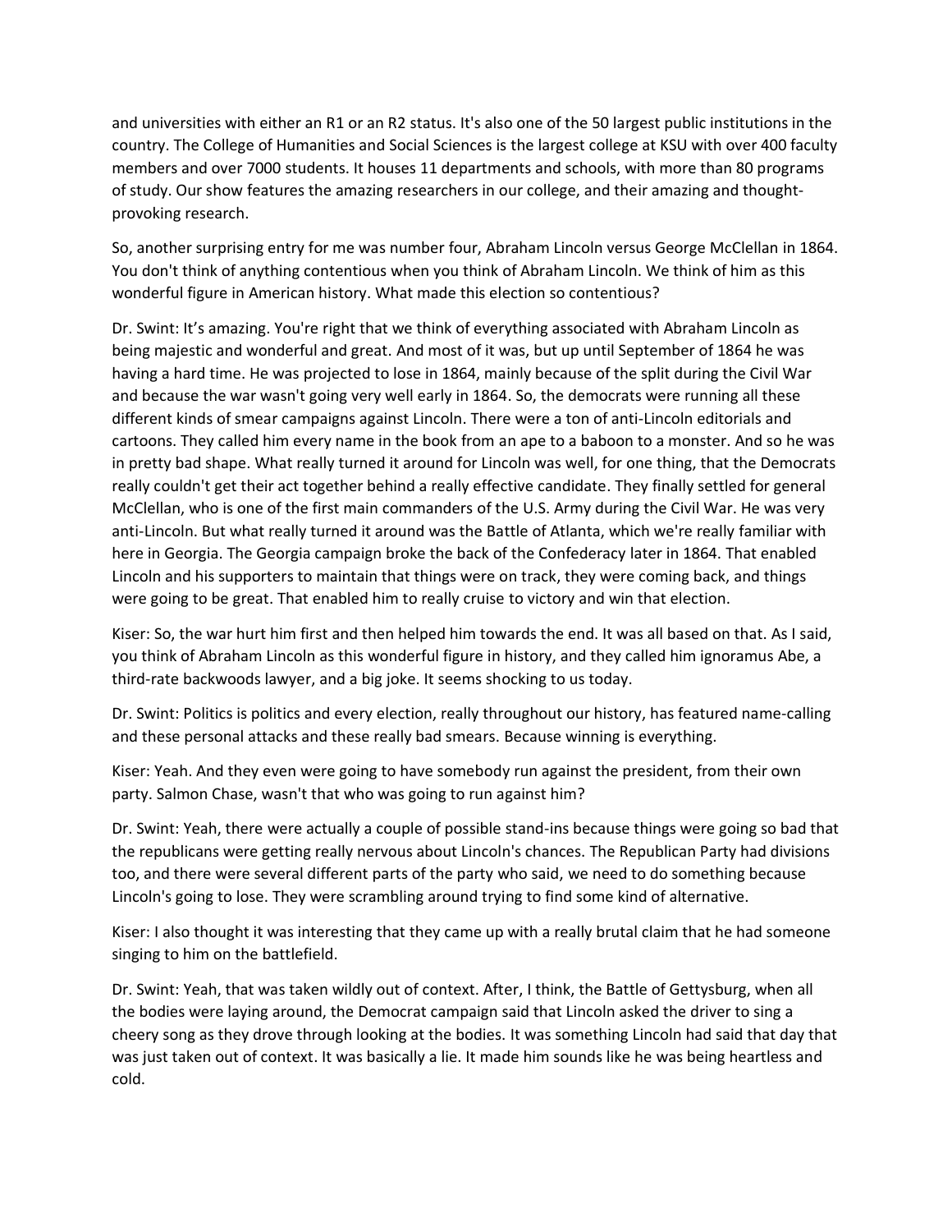and universities with either an R1 or an R2 status. It's also one of the 50 largest public institutions in the country. The College of Humanities and Social Sciences is the largest college at KSU with over 400 faculty members and over 7000 students. It houses 11 departments and schools, with more than 80 programs of study. Our show features the amazing researchers in our college, and their amazing and thought-provoking research.

So, another surprising entry for me was number four, Abraham Lincoln versus George McClellan in 1864. You don't think of anything contentious when you think of Abraham Lincoln. We think of him as this wonderful figure in American history. What made this election so contentious?

Dr. Swint: It's amazing. You're right that we think of everything associated with Abraham Lincoln as being majestic and wonderful and great. And most of it was, but up until September of 1864 he was having a hard time. He was projected to lose in 1864, mainly because of the split during the Civil War and because the war wasn't going very well early in 1864. So, the democrats were running all these different kinds of smear campaigns against Lincoln. There were a ton of anti-Lincoln editorials and cartoons. They called him every name in the book from an ape to a baboon to a monster. And so he was in pretty bad shape. What really turned it around for Lincoln was well, for one thing, that the Democrats really couldn't get their act together behind a really effective candidate. They finally settled for general McClellan, who is one of the first main commanders of the U.S. Army during the Civil War. He was very anti-Lincoln. But what really turned it around was the Battle of Atlanta, which we're really familiar with here in Georgia. The Georgia campaign broke the back of the Confederacy later in 1864. That enabled Lincoln and his supporters to maintain that things were on track, they were coming back, and things were going to be great. That enabled him to really cruise to victory and win that election.

Kiser: So, the war hurt him first and then helped him towards the end. It was all based on that. As I said, you think of Abraham Lincoln as this wonderful figure in history, and they called him ignoramus Abe, a third-rate backwoods lawyer, and a big joke. It seems shocking to us today.

Dr. Swint: Politics is politics and every election, really throughout our history, has featured name-calling and these personal attacks and these really bad smears. Because winning is everything.

Kiser: Yeah. And they even were going to have somebody run against the president, from their own party. Salmon Chase, wasn't that who was going to run against him?

Dr. Swint: Yeah, there were actually a couple of possible stand-ins because things were going so bad that the republicans were getting really nervous about Lincoln's chances. The Republican Party had divisions too, and there were several different parts of the party who said, we need to do something because Lincoln's going to lose. They were scrambling around trying to find some kind of alternative.

Kiser: I also thought it was interesting that they came up with a really brutal claim that he had someone singing to him on the battlefield.

Dr. Swint: Yeah, that was taken wildly out of context. After, I think, the Battle of Gettysburg, when all the bodies were laying around, the Democrat campaign said that Lincoln asked the driver to sing a cheery song as they drove through looking at the bodies. It was something Lincoln had said that day that was just taken out of context. It was basically a lie. It made him sounds like he was being heartless and cold.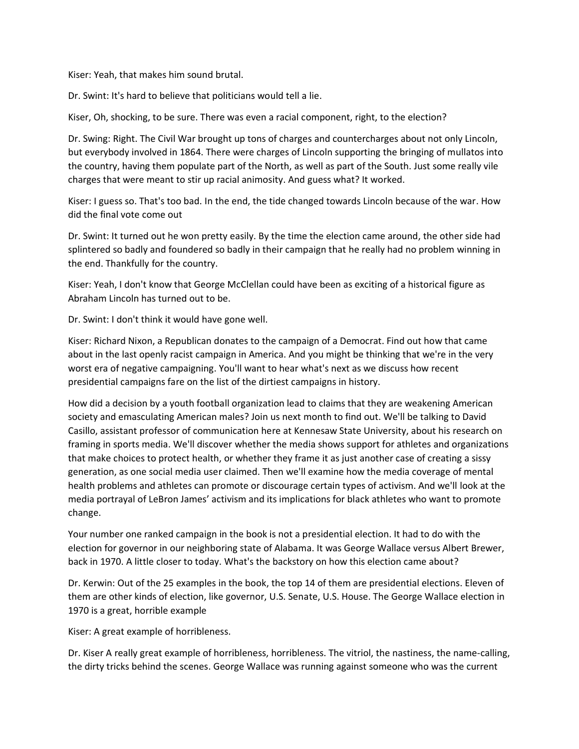Kiser: Yeah, that makes him sound brutal.

Dr. Swint: It's hard to believe that politicians would tell a lie.

Kiser, Oh, shocking, to be sure. There was even a racial component, right, to the election?

Dr. Swing: Right. The Civil War brought up tons of charges and countercharges about not only Lincoln, but everybody involved in 1864. There were charges of Lincoln supporting the bringing of mullatos into the country, having them populate part of the North, as well as part of the South. Just some really vile charges that were meant to stir up racial animosity. And guess what? It worked.

Kiser: I guess so. That's too bad. In the end, the tide changed towards Lincoln because of the war. How did the final vote come out

Dr. Swint: It turned out he won pretty easily. By the time the election came around, the other side had splintered so badly and foundered so badly in their campaign that he really had no problem winning in the end. Thankfully for the country.

Kiser: Yeah, I don't know that George McClellan could have been as exciting of a historical figure as Abraham Lincoln has turned out to be.

Dr. Swint: I don't think it would have gone well.

Kiser: Richard Nixon, a Republican donates to the campaign of a Democrat. Find out how that came about in the last openly racist campaign in America. And you might be thinking that we're in the very worst era of negative campaigning. You'll want to hear what's next as we discuss how recent presidential campaigns fare on the list of the dirtiest campaigns in history.

How did a decision by a youth football organization lead to claims that they are weakening American society and emasculating American males? Join us next month to find out. We'll be talking to David Casillo, assistant professor of communication here at Kennesaw State University, about his research on framing in sports media. We'll discover whether the media shows support for athletes and organizations that make choices to protect health, or whether they frame it as just another case of creating a sissy generation, as one social media user claimed. Then we'll examine how the media coverage of mental health problems and athletes can promote or discourage certain types of activism. And we'll look at the media portrayal of LeBron James' activism and its implications for black athletes who want to promote change.

Your number one ranked campaign in the book is not a presidential election. It had to do with the election for governor in our neighboring state of Alabama. It was George Wallace versus Albert Brewer, back in 1970. A little closer to today. What's the backstory on how this election came about?

Dr. Kerwin: Out of the 25 examples in the book, the top 14 of them are presidential elections. Eleven of them are other kinds of election, like governor, U.S. Senate, U.S. House. The George Wallace election in 1970 is a great, horrible example

Kiser: A great example of horribleness.

Dr. Kiser A really great example of horribleness, horribleness. The vitriol, the nastiness, the name-calling, the dirty tricks behind the scenes. George Wallace was running against someone who was the current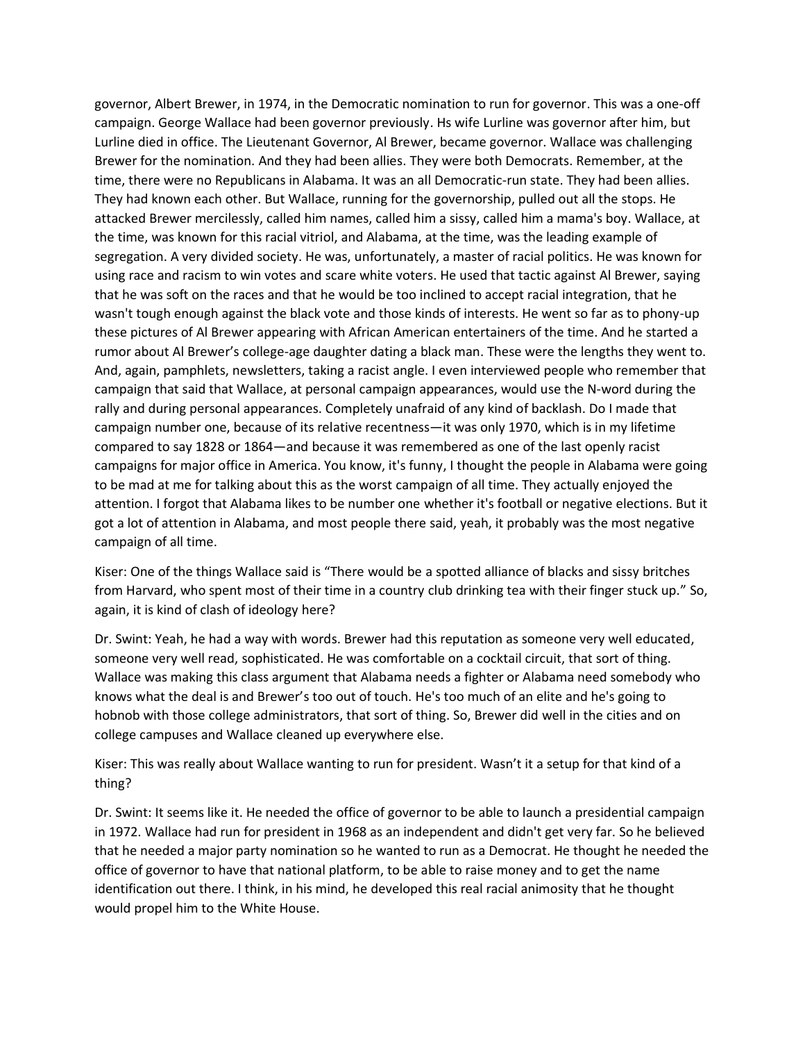governor, Albert Brewer, in 1974, in the Democratic nomination to run for governor. This was a one-off campaign. George Wallace had been governor previously. Hs wife Lurline was governor after him, but Lurline died in office. The Lieutenant Governor, Al Brewer, became governor. Wallace was challenging Brewer for the nomination. And they had been allies. They were both Democrats. Remember, at the time, there were no Republicans in Alabama. It was an all Democratic-run state. They had been allies. They had known each other. But Wallace, running for the governorship, pulled out all the stops. He attacked Brewer mercilessly, called him names, called him a sissy, called him a mama's boy. Wallace, at the time, was known for this racial vitriol, and Alabama, at the time, was the leading example of segregation. A very divided society. He was, unfortunately, a master of racial politics. He was known for using race and racism to win votes and scare white voters. He used that tactic against Al Brewer, saying that he was soft on the races and that he would be too inclined to accept racial integration, that he wasn't tough enough against the black vote and those kinds of interests. He went so far as to phony-up these pictures of Al Brewer appearing with African American entertainers of the time. And he started a rumor about Al Brewer's college-age daughter dating a black man. These were the lengths they went to. And, again, pamphlets, newsletters, taking a racist angle. I even interviewed people who remember that campaign that said that Wallace, at personal campaign appearances, would use the N-word during the rally and during personal appearances. Completely unafraid of any kind of backlash. Do I made that campaign number one, because of its relative recentness—it was only 1970, which is in my lifetime compared to say 1828 or 1864—and because it was remembered as one of the last openly racist campaigns for major office in America. You know, it's funny, I thought the people in Alabama were going to be mad at me for talking about this as the worst campaign of all time. They actually enjoyed the attention. I forgot that Alabama likes to be number one whether it's football or negative elections. But it got a lot of attention in Alabama, and most people there said, yeah, it probably was the most negative campaign of all time.

Kiser: One of the things Wallace said is "There would be a spotted alliance of blacks and sissy britches from Harvard, who spent most of their time in a country club drinking tea with their finger stuck up." So, again, it is kind of clash of ideology here?

Dr. Swint: Yeah, he had a way with words. Brewer had this reputation as someone very well educated, someone very well read, sophisticated. He was comfortable on a cocktail circuit, that sort of thing. Wallace was making this class argument that Alabama needs a fighter or Alabama need somebody who knows what the deal is and Brewer's too out of touch. He's too much of an elite and he's going to hobnob with those college administrators, that sort of thing. So, Brewer did well in the cities and on college campuses and Wallace cleaned up everywhere else.

Kiser: This was really about Wallace wanting to run for president. Wasn't it a setup for that kind of a thing?

Dr. Swint: It seems like it. He needed the office of governor to be able to launch a presidential campaign in 1972. Wallace had run for president in 1968 as an independent and didn't get very far. So he believed that he needed a major party nomination so he wanted to run as a Democrat. He thought he needed the office of governor to have that national platform, to be able to raise money and to get the name identification out there. I think, in his mind, he developed this real racial animosity that he thought would propel him to the White House.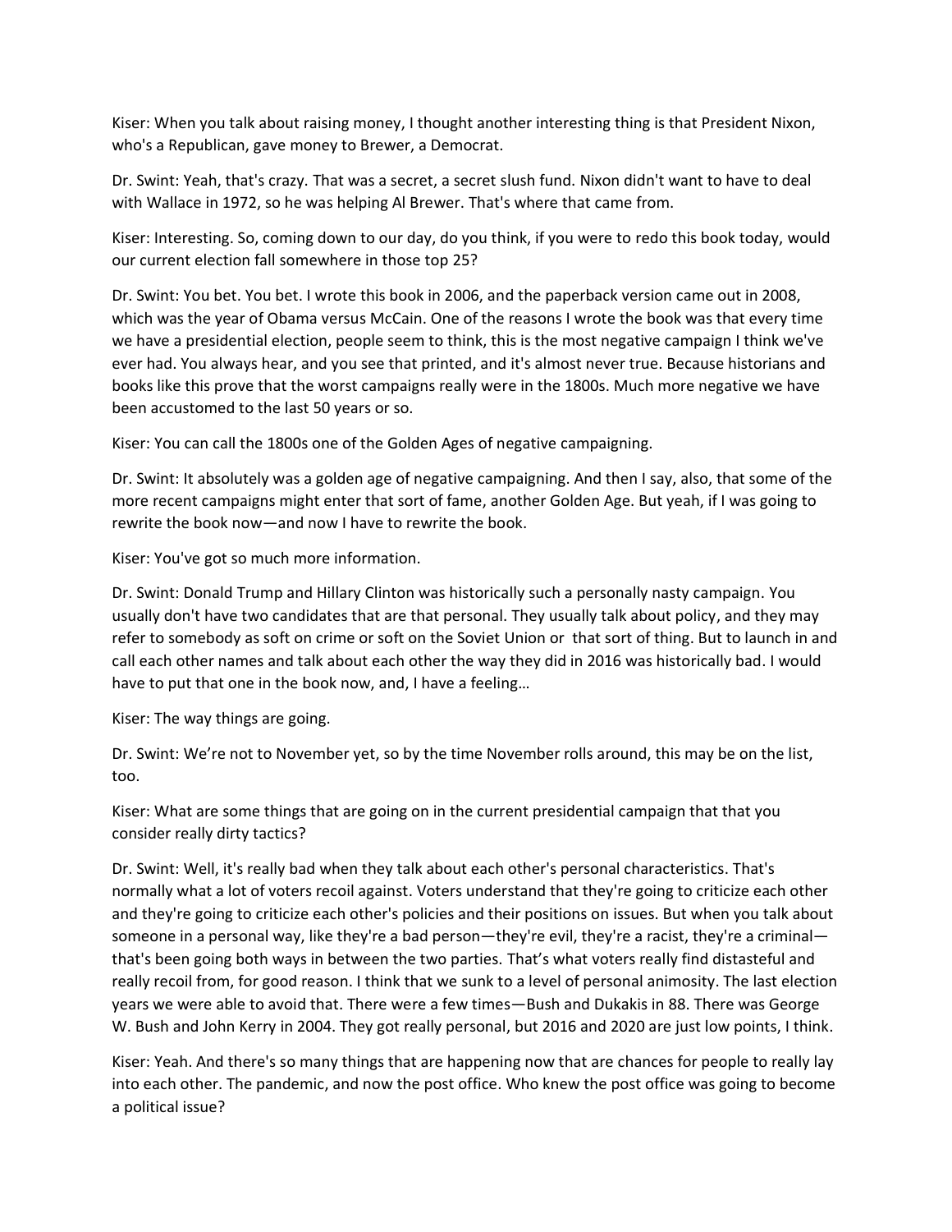Kiser: When you talk about raising money, I thought another interesting thing is that President Nixon, who's a Republican, gave money to Brewer, a Democrat.

Dr. Swint: Yeah, that's crazy. That was a secret, a secret slush fund. Nixon didn't want to have to deal with Wallace in 1972, so he was helping Al Brewer. That's where that came from.

Kiser: Interesting. So, coming down to our day, do you think, if you were to redo this book today, would our current election fall somewhere in those top 25?

Dr. Swint: You bet. You bet. I wrote this book in 2006, and the paperback version came out in 2008, which was the year of Obama versus McCain. One of the reasons I wrote the book was that every time we have a presidential election, people seem to think, this is the most negative campaign I think we've ever had. You always hear, and you see that printed, and it's almost never true. Because historians and books like this prove that the worst campaigns really were in the 1800s. Much more negative we have been accustomed to the last 50 years or so.

Kiser: You can call the 1800s one of the Golden Ages of negative campaigning.

Dr. Swint: It absolutely was a golden age of negative campaigning. And then I say, also, that some of the more recent campaigns might enter that sort of fame, another Golden Age. But yeah, if I was going to rewrite the book now—and now I have to rewrite the book.

Kiser: You've got so much more information.

Dr. Swint: Donald Trump and Hillary Clinton was historically such a personally nasty campaign. You usually don't have two candidates that are that personal. They usually talk about policy, and they may refer to somebody as soft on crime or soft on the Soviet Union or that sort of thing. But to launch in and call each other names and talk about each other the way they did in 2016 was historically bad. I would have to put that one in the book now, and, I have a feeling…

Kiser: The way things are going.

Dr. Swint: We're not to November yet, so by the time November rolls around, this may be on the list, too.

Kiser: What are some things that are going on in the current presidential campaign that that you consider really dirty tactics?

Dr. Swint: Well, it's really bad when they talk about each other's personal characteristics. That's normally what a lot of voters recoil against. Voters understand that they're going to criticize each other and they're going to criticize each other's policies and their positions on issues. But when you talk about someone in a personal way, like they're a bad person—they're evil, they're a racist, they're a criminal—that's been going both ways in between the two parties. That's what voters really find distasteful and really recoil from, for good reason. I think that we sunk to a level of personal animosity. The last election years we were able to avoid that. There were a few times—Bush and Dukakis in 88. There was George W. Bush and John Kerry in 2004. They got really personal, but 2016 and 2020 are just low points, I think.

Kiser: Yeah. And there's so many things that are happening now that are chances for people to really lay into each other. The pandemic, and now the post office. Who knew the post office was going to become a political issue?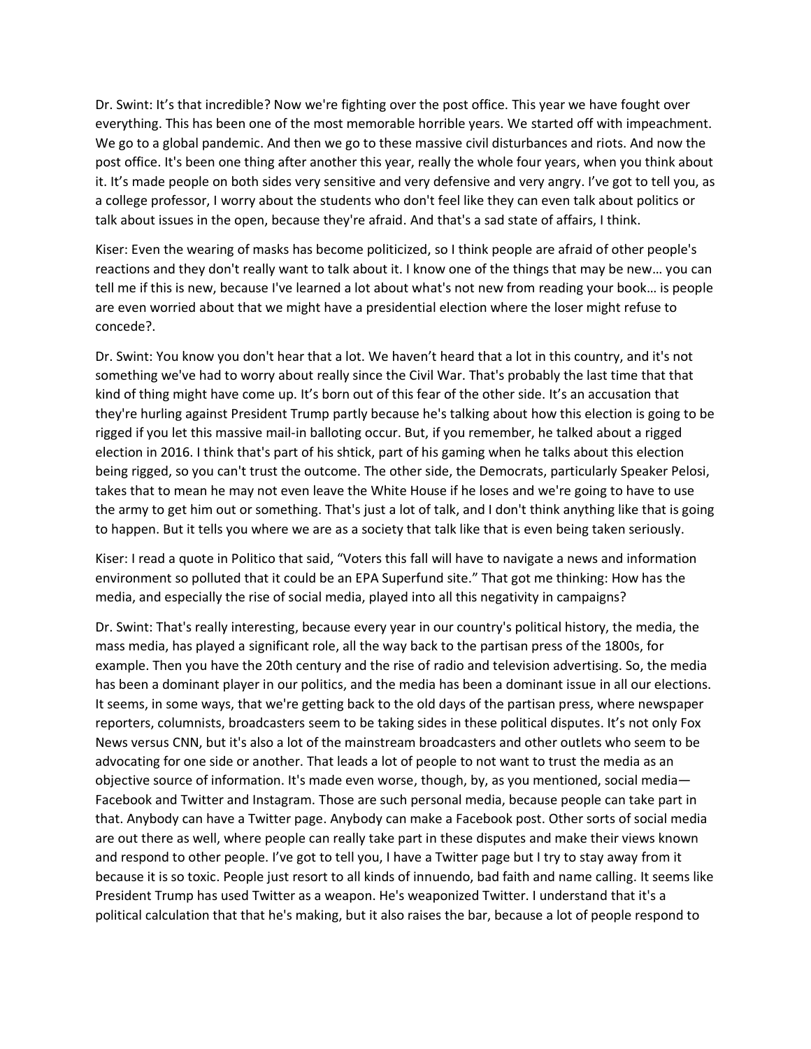Dr. Swint: It's that incredible? Now we're fighting over the post office. This year we have fought over everything. This has been one of the most memorable horrible years. We started off with impeachment. We go to a global pandemic. And then we go to these massive civil disturbances and riots. And now the post office. It's been one thing after another this year, really the whole four years, when you think about it. It's made people on both sides very sensitive and very defensive and very angry. I've got to tell you, as a college professor, I worry about the students who don't feel like they can even talk about politics or talk about issues in the open, because they're afraid. And that's a sad state of affairs, I think.

Kiser: Even the wearing of masks has become politicized, so I think people are afraid of other people's reactions and they don't really want to talk about it. I know one of the things that may be new… you can tell me if this is new, because I've learned a lot about what's not new from reading your book… is people are even worried about that we might have a presidential election where the loser might refuse to concede?.

Dr. Swint: You know you don't hear that a lot. We haven't heard that a lot in this country, and it's not something we've had to worry about really since the Civil War. That's probably the last time that that kind of thing might have come up. It's born out of this fear of the other side. It's an accusation that they're hurling against President Trump partly because he's talking about how this election is going to be rigged if you let this massive mail-in balloting occur. But, if you remember, he talked about a rigged election in 2016. I think that's part of his shtick, part of his gaming when he talks about this election being rigged, so you can't trust the outcome. The other side, the Democrats, particularly Speaker Pelosi, takes that to mean he may not even leave the White House if he loses and we're going to have to use the army to get him out or something. That's just a lot of talk, and I don't think anything like that is going to happen. But it tells you where we are as a society that talk like that is even being taken seriously.

Kiser: I read a quote in Politico that said, "Voters this fall will have to navigate a news and information environment so polluted that it could be an EPA Superfund site." That got me thinking: How has the media, and especially the rise of social media, played into all this negativity in campaigns?

Dr. Swint: That's really interesting, because every year in our country's political history, the media, the mass media, has played a significant role, all the way back to the partisan press of the 1800s, for example. Then you have the 20th century and the rise of radio and television advertising. So, the media has been a dominant player in our politics, and the media has been a dominant issue in all our elections. It seems, in some ways, that we're getting back to the old days of the partisan press, where newspaper reporters, columnists, broadcasters seem to be taking sides in these political disputes. It's not only Fox News versus CNN, but it's also a lot of the mainstream broadcasters and other outlets who seem to be advocating for one side or another. That leads a lot of people to not want to trust the media as an objective source of information. It's made even worse, though, by, as you mentioned, social media—Facebook and Twitter and Instagram. Those are such personal media, because people can take part in that. Anybody can have a Twitter page. Anybody can make a Facebook post. Other sorts of social media are out there as well, where people can really take part in these disputes and make their views known and respond to other people. I've got to tell you, I have a Twitter page but I try to stay away from it because it is so toxic. People just resort to all kinds of innuendo, bad faith and name calling. It seems like President Trump has used Twitter as a weapon. He's weaponized Twitter. I understand that it's a political calculation that that he's making, but it also raises the bar, because a lot of people respond to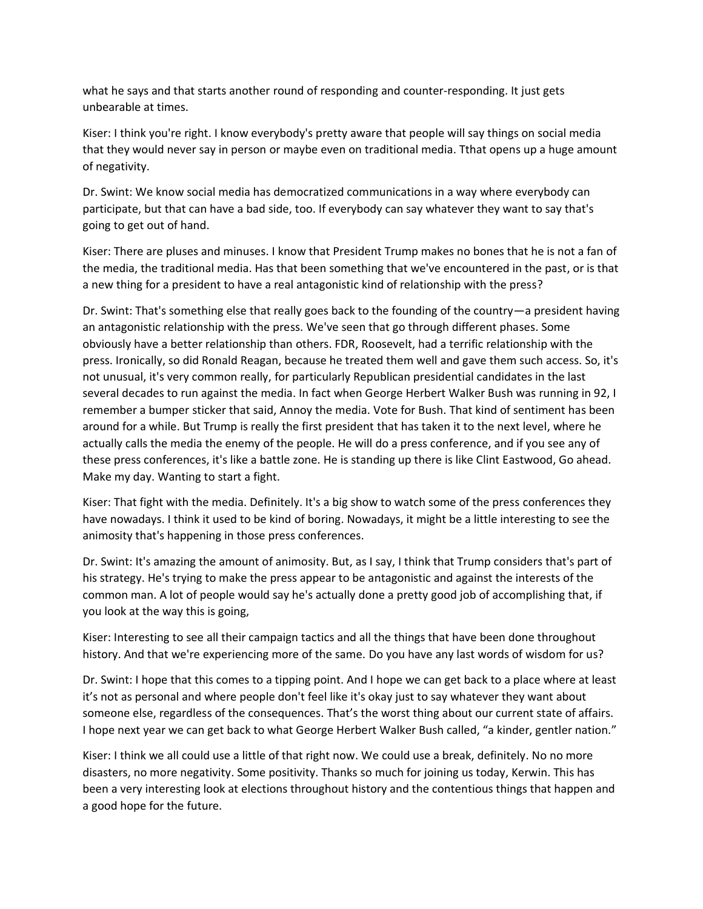what he says and that starts another round of responding and counter-responding. It just gets unbearable at times.

Kiser: I think you're right. I know everybody's pretty aware that people will say things on social media that they would never say in person or maybe even on traditional media. Tthat opens up a huge amount of negativity.

Dr. Swint: We know social media has democratized communications in a way where everybody can participate, but that can have a bad side, too. If everybody can say whatever they want to say that's going to get out of hand.

Kiser: There are pluses and minuses. I know that President Trump makes no bones that he is not a fan of the media, the traditional media. Has that been something that we've encountered in the past, or is that a new thing for a president to have a real antagonistic kind of relationship with the press?

Dr. Swint: That's something else that really goes back to the founding of the country—a president having an antagonistic relationship with the press. We've seen that go through different phases. Some obviously have a better relationship than others. FDR, Roosevelt, had a terrific relationship with the press. Ironically, so did Ronald Reagan, because he treated them well and gave them such access. So, it's not unusual, it's very common really, for particularly Republican presidential candidates in the last several decades to run against the media. In fact when George Herbert Walker Bush was running in 92, I remember a bumper sticker that said, Annoy the media. Vote for Bush. That kind of sentiment has been around for a while. But Trump is really the first president that has taken it to the next level, where he actually calls the media the enemy of the people. He will do a press conference, and if you see any of these press conferences, it's like a battle zone. He is standing up there is like Clint Eastwood, Go ahead. Make my day. Wanting to start a fight.

Kiser: That fight with the media. Definitely. It's a big show to watch some of the press conferences they have nowadays. I think it used to be kind of boring. Nowadays, it might be a little interesting to see the animosity that's happening in those press conferences.

Dr. Swint: It's amazing the amount of animosity. But, as I say, I think that Trump considers that's part of his strategy. He's trying to make the press appear to be antagonistic and against the interests of the common man. A lot of people would say he's actually done a pretty good job of accomplishing that, if you look at the way this is going,

Kiser: Interesting to see all their campaign tactics and all the things that have been done throughout history. And that we're experiencing more of the same. Do you have any last words of wisdom for us?

Dr. Swint: I hope that this comes to a tipping point. And I hope we can get back to a place where at least it's not as personal and where people don't feel like it's okay just to say whatever they want about someone else, regardless of the consequences. That's the worst thing about our current state of affairs. I hope next year we can get back to what George Herbert Walker Bush called, "a kinder, gentler nation."

Kiser: I think we all could use a little of that right now. We could use a break, definitely. No no more disasters, no more negativity. Some positivity. Thanks so much for joining us today, Kerwin. This has been a very interesting look at elections throughout history and the contentious things that happen and a good hope for the future.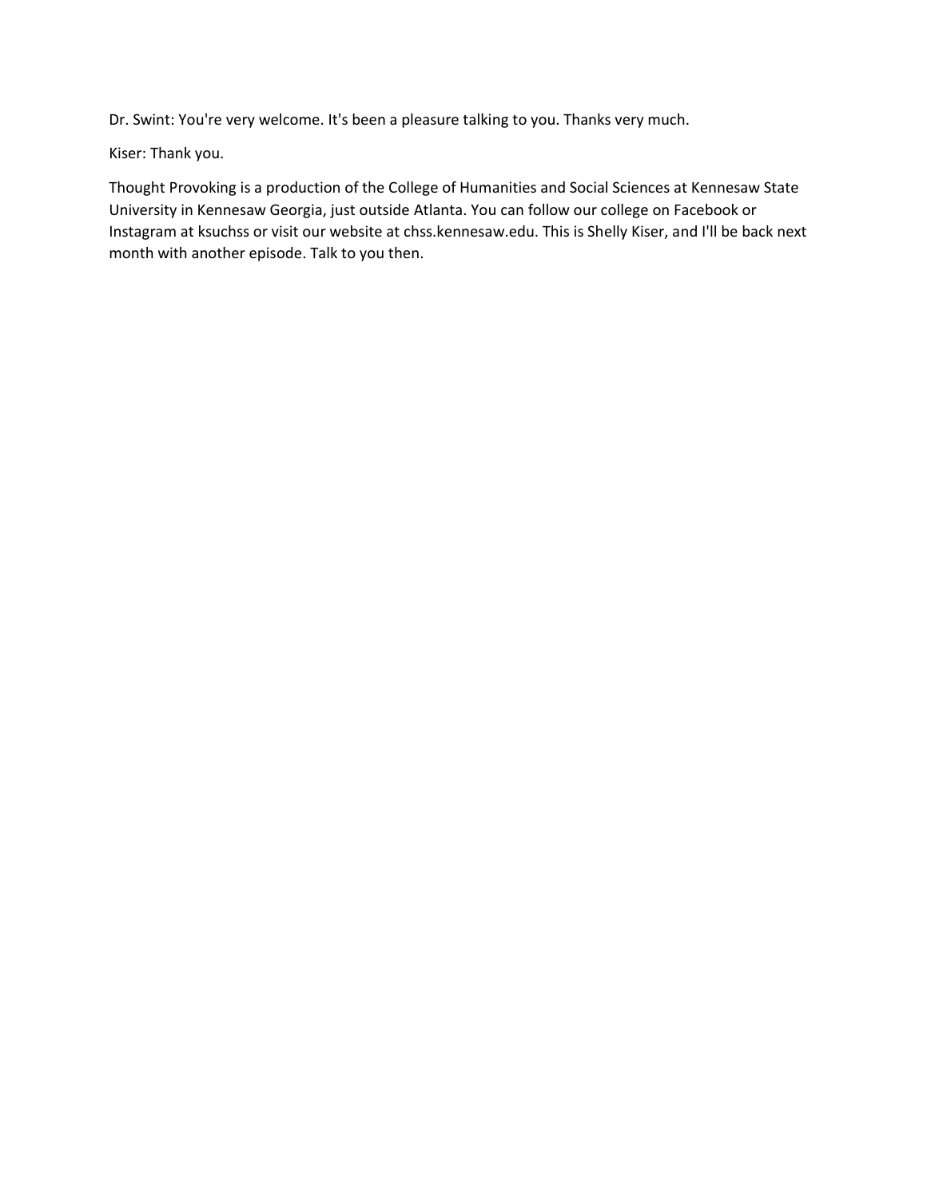Dr. Swint: You're very welcome. It's been a pleasure talking to you. Thanks very much.

Kiser: Thank you.

Thought Provoking is a production of the College of Humanities and Social Sciences at Kennesaw State University in Kennesaw Georgia, just outside Atlanta. You can follow our college on Facebook or Instagram at ksuchss or visit our website at chss.kennesaw.edu. This is Shelly Kiser, and I'll be back next month with another episode. Talk to you then.